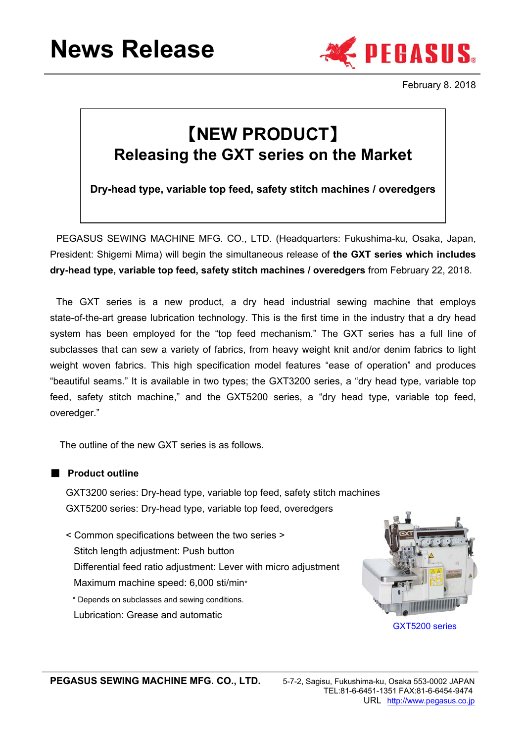# News Release

PEGASUS

February 8. 2018

## 【NEW PRODUCT】
## Releasing the GXT series on the Market

**Dry-head type, variable top feed, safety stitch machines / overedgers**

PEGASUS SEWING MACHINE MFG. CO., LTD. (Headquarters: Fukushima-ku, Osaka, Japan, President: Shigemi Mima) will begin the simultaneous release of **the GXT series which includes dry-head type, variable top feed, safety stitch machines / overedgers** from February 22, 2018.

The GXT series is a new product, a dry head industrial sewing machine that employs state-of-the-art grease lubrication technology. This is the first time in the industry that a dry head system has been employed for the "top feed mechanism." The GXT series has a full line of subclasses that can sew a variety of fabrics, from heavy weight knit and/or denim fabrics to light weight woven fabrics. This high specification model features "ease of operation" and produces "beautiful seams." It is available in two types; the GXT3200 series, a "dry head type, variable top feed, safety stitch machine," and the GXT5200 series, a "dry head type, variable top feed, overedger."

The outline of the new GXT series is as follows.

### ■ Product outline

GXT3200 series: Dry-head type, variable top feed, safety stitch machines
GXT5200 series: Dry-head type, variable top feed, overedgers

< Common specifications between the two series >

Stitch length adjustment: Push button
Differential feed ratio adjustment: Lever with micro adjustment
Maximum machine speed: 6,000 sti/min*
\* Depends on subclasses and sewing conditions.
Lubrication: Grease and automatic

GXT5200 series

**PEGASUS SEWING MACHINE MFG. CO., LTD.** 5-7-2, Sagisu, Fukushima-ku, Osaka 553-0002 JAPAN
TEL:81-6-6451-1351 FAX:81-6-6454-9474
URL http://www.pegasus.co.jp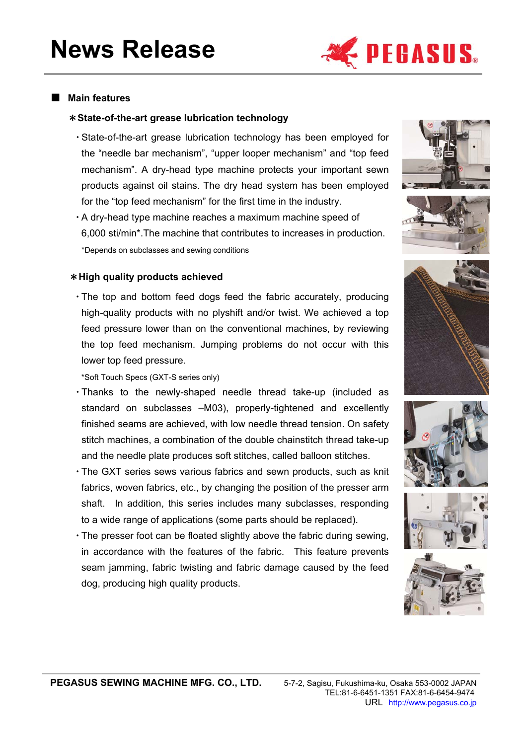# News Release

## ■ Main features

### ＊State-of-the-art grease lubrication technology

- State-of-the-art grease lubrication technology has been employed for the “needle bar mechanism”, “upper looper mechanism” and “top feed mechanism”. A dry-head type machine protects your important sewn products against oil stains. The dry head system has been employed for the “top feed mechanism” for the first time in the industry.
- A dry-head type machine reaches a maximum machine speed of 6,000 sti/min*.The machine that contributes to increases in production.

  *Depends on subclasses and sewing conditions

### ＊High quality products achieved

- The top and bottom feed dogs feed the fabric accurately, producing high-quality products with no plyshift and/or twist. We achieved a top feed pressure lower than on the conventional machines, by reviewing the top feed mechanism. Jumping problems do not occur with this lower top feed pressure.

  *Soft Touch Specs (GXT-S series only)
- Thanks to the newly-shaped needle thread take-up (included as standard on subclasses –M03), properly-tightened and excellently finished seams are achieved, with low needle thread tension. On safety stitch machines, a combination of the double chainstitch thread take-up and the needle plate produces soft stitches, called balloon stitches.
- The GXT series sews various fabrics and sewn products, such as knit fabrics, woven fabrics, etc., by changing the position of the presser arm shaft. In addition, this series includes many subclasses, responding to a wide range of applications (some parts should be replaced).
- The presser foot can be floated slightly above the fabric during sewing, in accordance with the features of the fabric. This feature prevents seam jamming, fabric twisting and fabric damage caused by the feed dog, producing high quality products.

**PEGASUS SEWING MACHINE MFG. CO., LTD.** 5-7-2, Sagisu, Fukushima-ku, Osaka 553-0002 JAPAN
TEL:81-6-6451-1351 FAX:81-6-6454-9474
URL http://www.pegasus.co.jp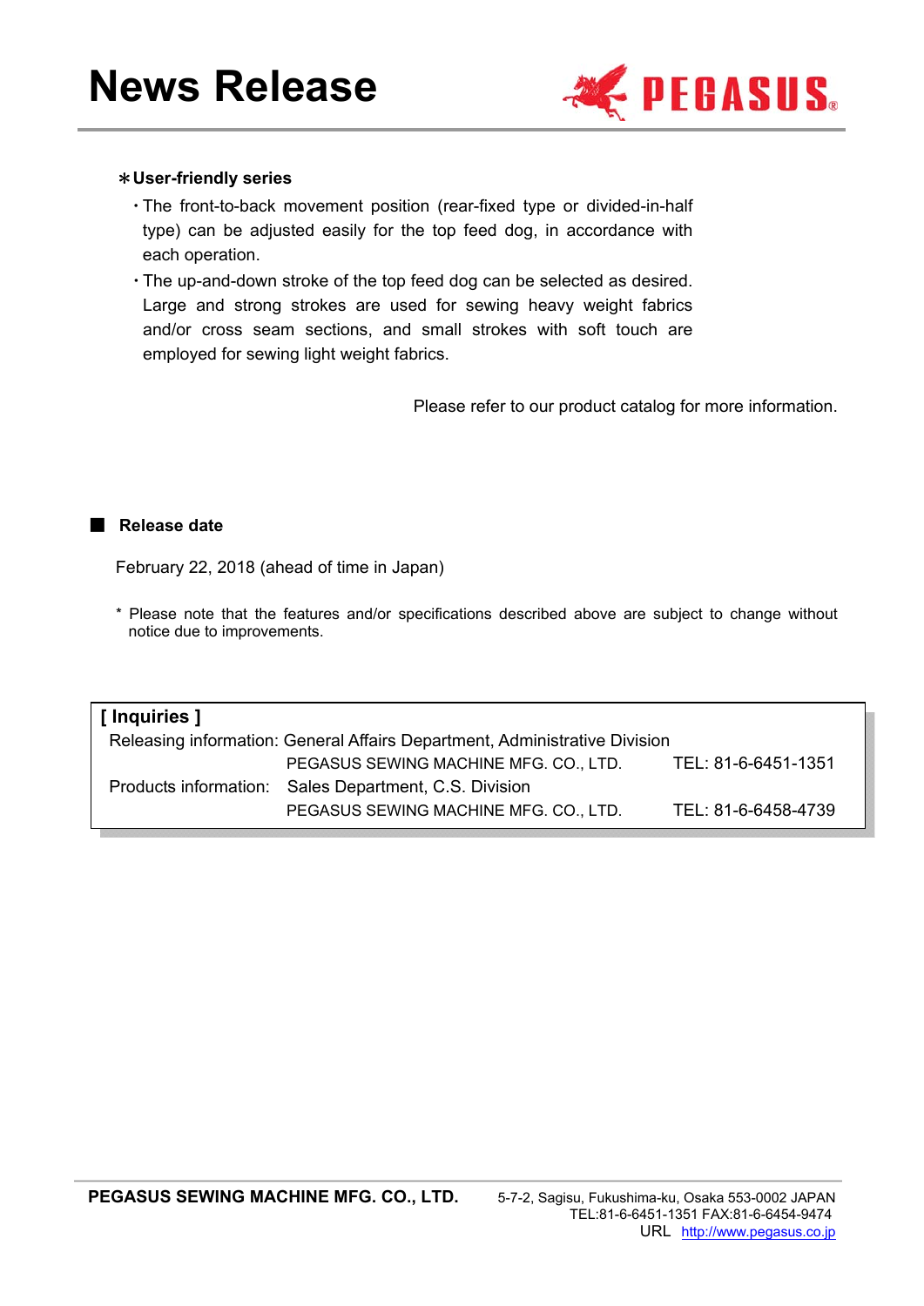＊**User-friendly series**

- The front-to-back movement position (rear-fixed type or divided-in-half type) can be adjusted easily for the top feed dog, in accordance with each operation.
- The up-and-down stroke of the top feed dog can be selected as desired. Large and strong strokes are used for sewing heavy weight fabrics and/or cross seam sections, and small strokes with soft touch are employed for sewing light weight fabrics.

Please refer to our product catalog for more information.

## ■ Release date

February 22, 2018 (ahead of time in Japan)

* Please note that the features and/or specifications described above are subject to change without notice due to improvements.

**[ Inquiries ]**

| | | |
|---|---|---|
| Releasing information: | General Affairs Department, Administrative Division | |
| | PEGASUS SEWING MACHINE MFG. CO., LTD. | TEL: 81-6-6451-1351 |
| Products information: | Sales Department, C.S. Division | |
| | PEGASUS SEWING MACHINE MFG. CO., LTD. | TEL: 81-6-6458-4739 |

**PEGASUS SEWING MACHINE MFG. CO., LTD.**
5-7-2, Sagisu, Fukushima-ku, Osaka 553-0002 JAPAN
TEL:81-6-6451-1351 FAX:81-6-6454-9474
URL http://www.pegasus.co.jp